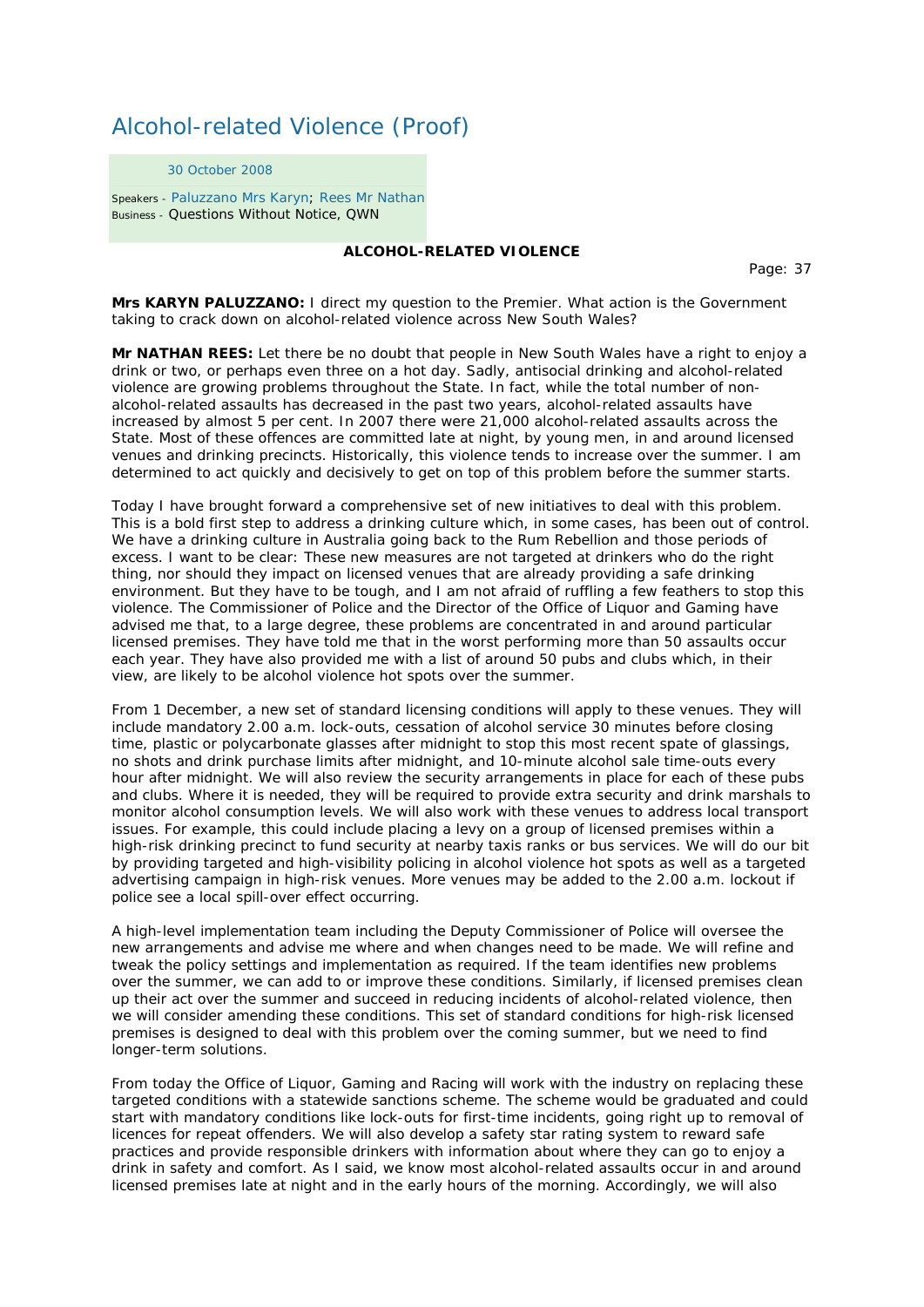# Alcohol-related Violence (Proof)

30 October 2008

Speakers - Paluzzano Mrs Karyn; Rees Mr Nathan
Business - Questions Without Notice, QWN

**ALCOHOL-RELATED VIOLENCE**

Page: 37

**Mrs KARYN PALUZZANO:** I direct my question to the Premier. What action is the Government taking to crack down on alcohol-related violence across New South Wales?

**Mr NATHAN REES:** Let there be no doubt that people in New South Wales have a right to enjoy a drink or two, or perhaps even three on a hot day. Sadly, antisocial drinking and alcohol-related violence are growing problems throughout the State. In fact, while the total number of non-alcohol-related assaults has decreased in the past two years, alcohol-related assaults have increased by almost 5 per cent. In 2007 there were 21,000 alcohol-related assaults across the State. Most of these offences are committed late at night, by young men, in and around licensed venues and drinking precincts. Historically, this violence tends to increase over the summer. I am determined to act quickly and decisively to get on top of this problem before the summer starts.

Today I have brought forward a comprehensive set of new initiatives to deal with this problem. This is a bold first step to address a drinking culture which, in some cases, has been out of control. We have a drinking culture in Australia going back to the Rum Rebellion and those periods of excess. I want to be clear: These new measures are not targeted at drinkers who do the right thing, nor should they impact on licensed venues that are already providing a safe drinking environment. But they have to be tough, and I am not afraid of ruffling a few feathers to stop this violence. The Commissioner of Police and the Director of the Office of Liquor and Gaming have advised me that, to a large degree, these problems are concentrated in and around particular licensed premises. They have told me that in the worst performing more than 50 assaults occur each year. They have also provided me with a list of around 50 pubs and clubs which, in their view, are likely to be alcohol violence hot spots over the summer.

From 1 December, a new set of standard licensing conditions will apply to these venues. They will include mandatory 2.00 a.m. lock-outs, cessation of alcohol service 30 minutes before closing time, plastic or polycarbonate glasses after midnight to stop this most recent spate of glassings, no shots and drink purchase limits after midnight, and 10-minute alcohol sale time-outs every hour after midnight. We will also review the security arrangements in place for each of these pubs and clubs. Where it is needed, they will be required to provide extra security and drink marshals to monitor alcohol consumption levels. We will also work with these venues to address local transport issues. For example, this could include placing a levy on a group of licensed premises within a high-risk drinking precinct to fund security at nearby taxis ranks or bus services. We will do our bit by providing targeted and high-visibility policing in alcohol violence hot spots as well as a targeted advertising campaign in high-risk venues. More venues may be added to the 2.00 a.m. lockout if police see a local spill-over effect occurring.

A high-level implementation team including the Deputy Commissioner of Police will oversee the new arrangements and advise me where and when changes need to be made. We will refine and tweak the policy settings and implementation as required. If the team identifies new problems over the summer, we can add to or improve these conditions. Similarly, if licensed premises clean up their act over the summer and succeed in reducing incidents of alcohol-related violence, then we will consider amending these conditions. This set of standard conditions for high-risk licensed premises is designed to deal with this problem over the coming summer, but we need to find longer-term solutions.

From today the Office of Liquor, Gaming and Racing will work with the industry on replacing these targeted conditions with a statewide sanctions scheme. The scheme would be graduated and could start with mandatory conditions like lock-outs for first-time incidents, going right up to removal of licences for repeat offenders. We will also develop a safety star rating system to reward safe practices and provide responsible drinkers with information about where they can go to enjoy a drink in safety and comfort. As I said, we know most alcohol-related assaults occur in and around licensed premises late at night and in the early hours of the morning. Accordingly, we will also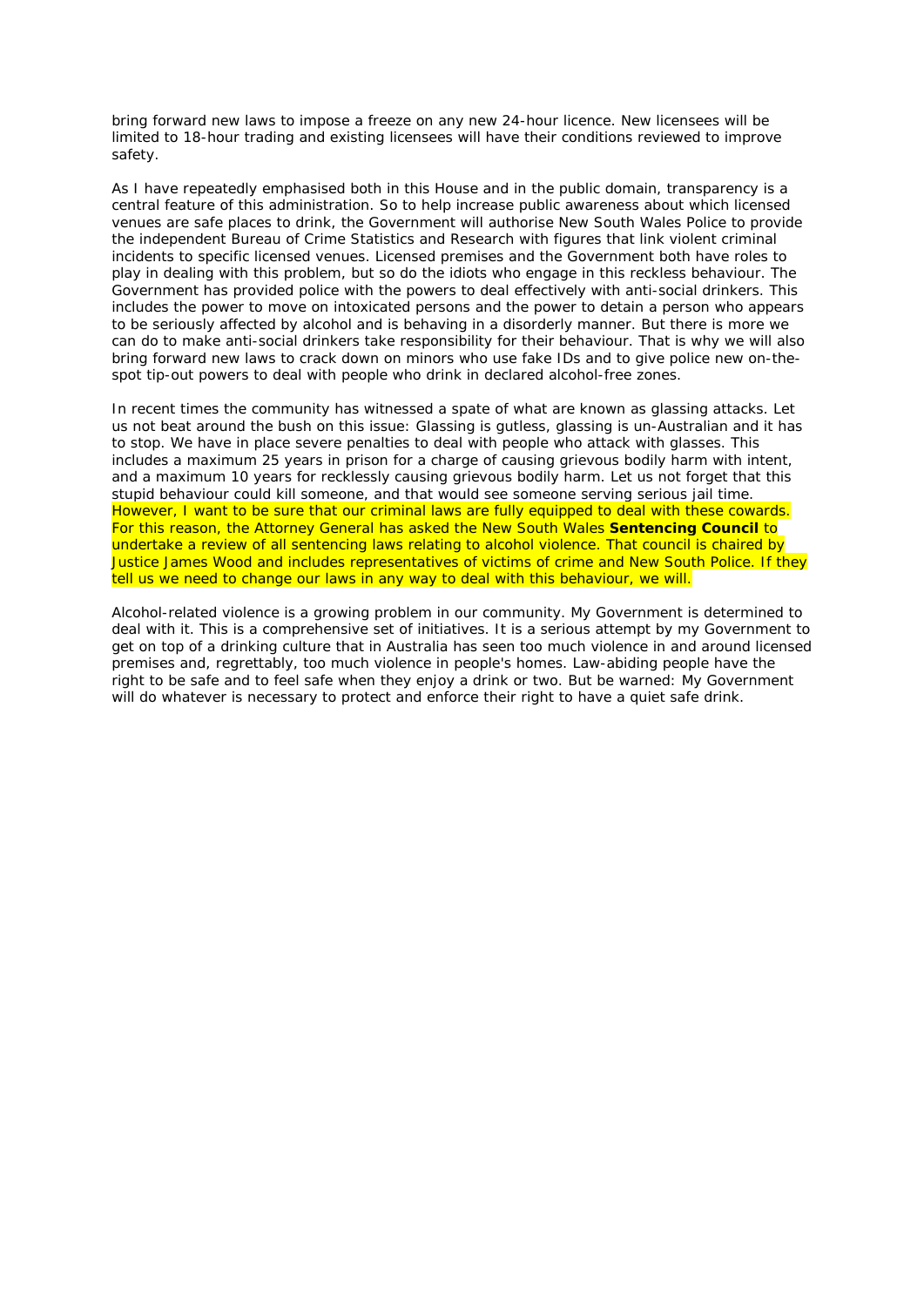bring forward new laws to impose a freeze on any new 24-hour licence. New licensees will be limited to 18-hour trading and existing licensees will have their conditions reviewed to improve safety.

As I have repeatedly emphasised both in this House and in the public domain, transparency is a central feature of this administration. So to help increase public awareness about which licensed venues are safe places to drink, the Government will authorise New South Wales Police to provide the independent Bureau of Crime Statistics and Research with figures that link violent criminal incidents to specific licensed venues. Licensed premises and the Government both have roles to play in dealing with this problem, but so do the idiots who engage in this reckless behaviour. The Government has provided police with the powers to deal effectively with anti-social drinkers. This includes the power to move on intoxicated persons and the power to detain a person who appears to be seriously affected by alcohol and is behaving in a disorderly manner. But there is more we can do to make anti-social drinkers take responsibility for their behaviour. That is why we will also bring forward new laws to crack down on minors who use fake IDs and to give police new on-the-spot tip-out powers to deal with people who drink in declared alcohol-free zones.

In recent times the community has witnessed a spate of what are known as glassing attacks. Let us not beat around the bush on this issue: Glassing is gutless, glassing is un-Australian and it has to stop. We have in place severe penalties to deal with people who attack with glasses. This includes a maximum 25 years in prison for a charge of causing grievous bodily harm with intent, and a maximum 10 years for recklessly causing grievous bodily harm. Let us not forget that this stupid behaviour could kill someone, and that would see someone serving serious jail time. However, I want to be sure that our criminal laws are fully equipped to deal with these cowards. For this reason, the Attorney General has asked the New South Wales **Sentencing Council** to undertake a review of all sentencing laws relating to alcohol violence. That council is chaired by Justice James Wood and includes representatives of victims of crime and New South Police. If they tell us we need to change our laws in any way to deal with this behaviour, we will.

Alcohol-related violence is a growing problem in our community. My Government is determined to deal with it. This is a comprehensive set of initiatives. It is a serious attempt by my Government to get on top of a drinking culture that in Australia has seen too much violence in and around licensed premises and, regrettably, too much violence in people's homes. Law-abiding people have the right to be safe and to feel safe when they enjoy a drink or two. But be warned: My Government will do whatever is necessary to protect and enforce their right to have a quiet safe drink.